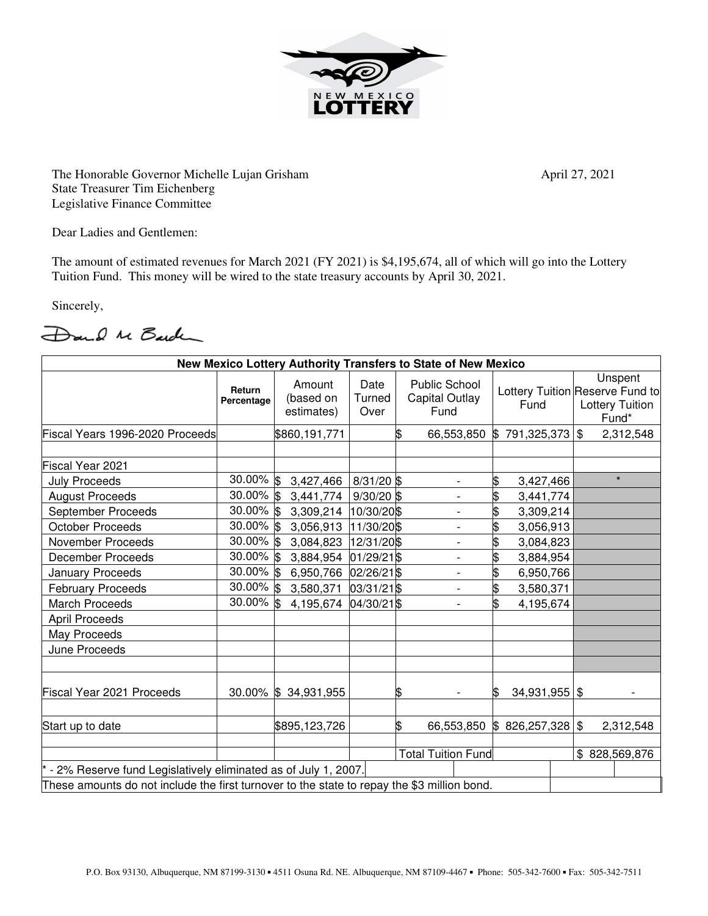The Honorable Governor Michelle Lujan Grisham
State Treasurer Tim Eichenberg
Legislative Finance Committee

April 27, 2021

Dear Ladies and Gentlemen:

The amount of estimated revenues for March 2021 (FY 2021) is $4,195,674, all of which will go into the Lottery Tuition Fund. This money will be wired to the state treasury accounts by April 30, 2021.

Sincerely,

| New Mexico Lottery Authority Transfers to State of New Mexico | | | | | | |
|---|---|---|---|---|---|---|
| | Return Percentage | Amount (based on estimates) | Date Turned Over | Public School Capital Outlay Fund | Lottery Tuition Fund | Unspent Reserve Fund to Lottery Tuition Fund* |
| Fiscal Years 1996-2020 Proceeds | | $860,191,771 | | $ 66,553,850 | $ 791,325,373 | $ 2,312,548 |
| | | | | | | |
| Fiscal Year 2021 | | | | | | |
| July Proceeds | 30.00% | $ 3,427,466 | 8/31/20 | $ - | $ 3,427,466 | * |
| August Proceeds | 30.00% | $ 3,441,774 | 9/30/20 | $ - | $ 3,441,774 | |
| September Proceeds | 30.00% | $ 3,309,214 | 10/30/20 | $ - | $ 3,309,214 | |
| October Proceeds | 30.00% | $ 3,056,913 | 11/30/20 | $ - | $ 3,056,913 | |
| November Proceeds | 30.00% | $ 3,084,823 | 12/31/20 | $ - | $ 3,084,823 | |
| December Proceeds | 30.00% | $ 3,884,954 | 01/29/21 | $ - | $ 3,884,954 | |
| January Proceeds | 30.00% | $ 6,950,766 | 02/26/21 | $ - | $ 6,950,766 | |
| February Proceeds | 30.00% | $ 3,580,371 | 03/31/21 | $ - | $ 3,580,371 | |
| March Proceeds | 30.00% | $ 4,195,674 | 04/30/21 | $ - | $ 4,195,674 | |
| April Proceeds | | | | | | |
| May Proceeds | | | | | | |
| June Proceeds | | | | | | |
| | | | | | | |
| Fiscal Year 2021 Proceeds | 30.00% | $ 34,931,955 | | $ - | $ 34,931,955 | $ - |
| | | | | | | |
| Start up to date | | $895,123,726 | | $ 66,553,850 | $ 826,257,328 | $ 2,312,548 |
| | | | | | | |
| | | | | Total Tuition Fund | | $ 828,569,876 |

* - 2% Reserve fund Legislatively eliminated as of July 1, 2007.

These amounts do not include the first turnover to the state to repay the $3 million bond.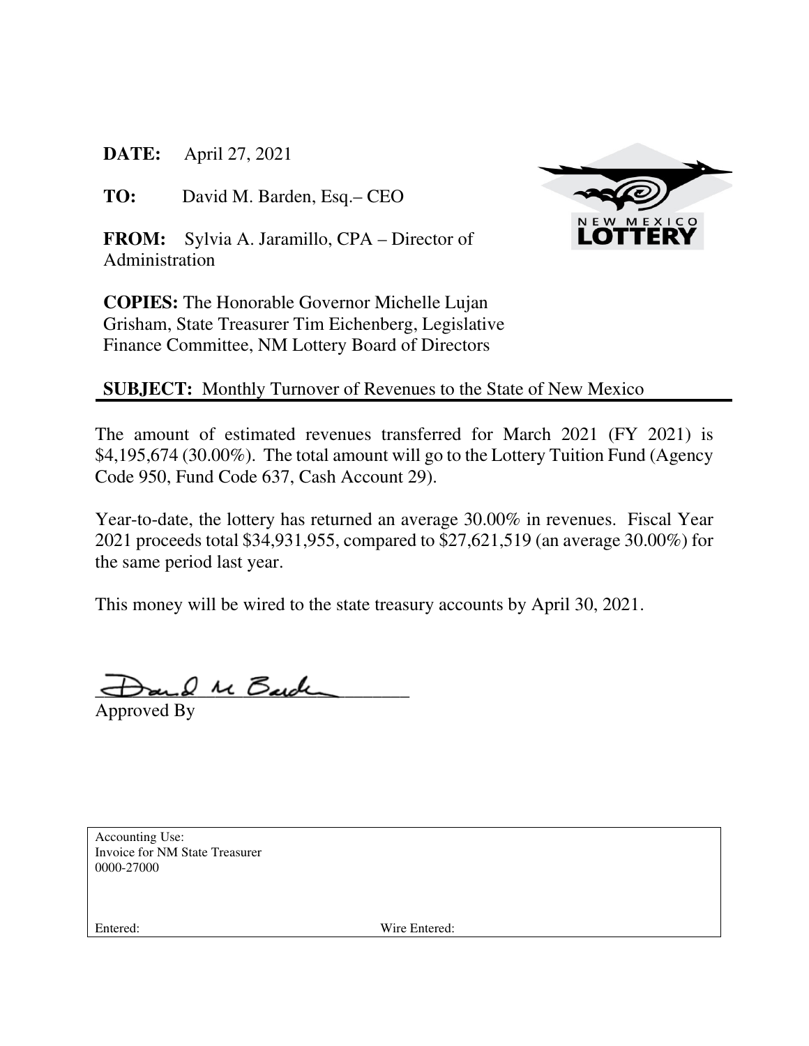**DATE:** April 27, 2021

**TO:** David M. Barden, Esq.– CEO

**FROM:** Sylvia A. Jaramillo, CPA – Director of Administration

**COPIES:** The Honorable Governor Michelle Lujan Grisham, State Treasurer Tim Eichenberg, Legislative Finance Committee, NM Lottery Board of Directors

**SUBJECT:** Monthly Turnover of Revenues to the State of New Mexico

The amount of estimated revenues transferred for March 2021 (FY 2021) is $4,195,674 (30.00%). The total amount will go to the Lottery Tuition Fund (Agency Code 950, Fund Code 637, Cash Account 29).

Year-to-date, the lottery has returned an average 30.00% in revenues. Fiscal Year 2021 proceeds total $34,931,955, compared to $27,621,519 (an average 30.00%) for the same period last year.

This money will be wired to the state treasury accounts by April 30, 2021.

David M Barden

Approved By

Accounting Use:
Invoice for NM State Treasurer
0000-27000

Entered: Wire Entered: